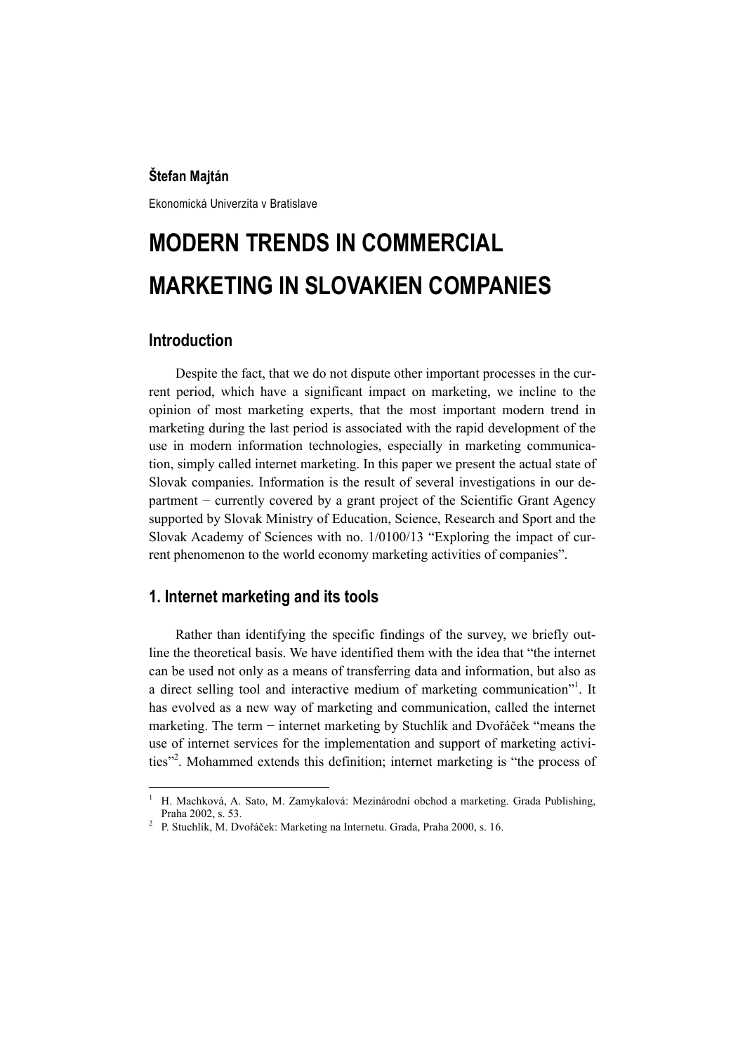**Štefan Majtán**

Ekonomická Univerzita v Bratislave

# MODERN TRENDS IN COMMERCIAL MARKETING IN SLOVAKIEN COMPANIES

## Introduction

Despite the fact, that we do not dispute other important processes in the current period, which have a significant impact on marketing, we incline to the opinion of most marketing experts, that the most important modern trend in marketing during the last period is associated with the rapid development of the use in modern information technologies, especially in marketing communication, simply called internet marketing. In this paper we present the actual state of Slovak companies. Information is the result of several investigations in our department − currently covered by a grant project of the Scientific Grant Agency supported by Slovak Ministry of Education, Science, Research and Sport and the Slovak Academy of Sciences with no. 1/0100/13 "Exploring the impact of current phenomenon to the world economy marketing activities of companies".

## 1. Internet marketing and its tools

Rather than identifying the specific findings of the survey, we briefly outline the theoretical basis. We have identified them with the idea that "the internet can be used not only as a means of transferring data and information, but also as a direct selling tool and interactive medium of marketing communication"[1]. It has evolved as a new way of marketing and communication, called the internet marketing. The term − internet marketing by Stuchlík and Dvořáček "means the use of internet services for the implementation and support of marketing activities"[2]. Mohammed extends this definition; internet marketing is "the process of

---

[1] H. Machková, A. Sato, M. Zamykalová: Mezinárodní obchod a marketing. Grada Publishing, Praha 2002, s. 53.

[2] P. Stuchlík, M. Dvořáček: Marketing na Internetu. Grada, Praha 2000, s. 16.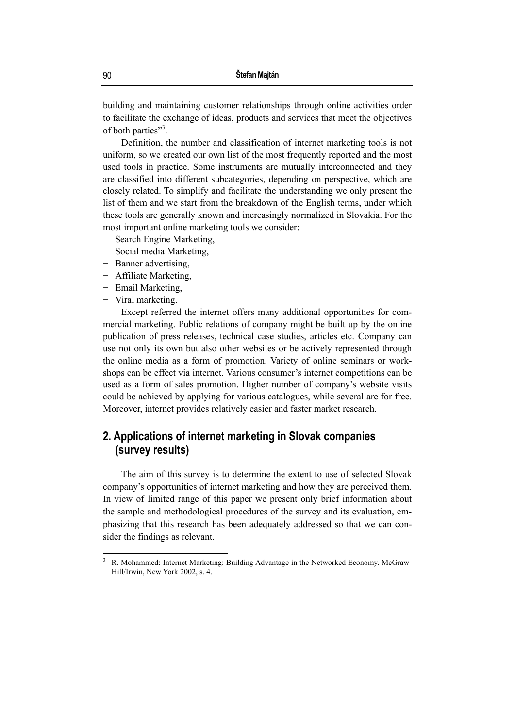building and maintaining customer relationships through online activities order to facilitate the exchange of ideas, products and services that meet the objectives of both parties"[3].

Definition, the number and classification of internet marketing tools is not uniform, so we created our own list of the most frequently reported and the most used tools in practice. Some instruments are mutually interconnected and they are classified into different subcategories, depending on perspective, which are closely related. To simplify and facilitate the understanding we only present the list of them and we start from the breakdown of the English terms, under which these tools are generally known and increasingly normalized in Slovakia. For the most important online marketing tools we consider:

- Search Engine Marketing,
- Social media Marketing,
- Banner advertising,
- Affiliate Marketing,
- Email Marketing,
- Viral marketing.

Except referred the internet offers many additional opportunities for commercial marketing. Public relations of company might be built up by the online publication of press releases, technical case studies, articles etc. Company can use not only its own but also other websites or be actively represented through the online media as a form of promotion. Variety of online seminars or workshops can be effect via internet. Various consumer's internet competitions can be used as a form of sales promotion. Higher number of company's website visits could be achieved by applying for various catalogues, while several are for free. Moreover, internet provides relatively easier and faster market research.

## 2. Applications of internet marketing in Slovak companies (survey results)

The aim of this survey is to determine the extent to use of selected Slovak company's opportunities of internet marketing and how they are perceived them. In view of limited range of this paper we present only brief information about the sample and methodological procedures of the survey and its evaluation, emphasizing that this research has been adequately addressed so that we can consider the findings as relevant.

---

[3] R. Mohammed: Internet Marketing: Building Advantage in the Networked Economy. McGraw-Hill/Irwin, New York 2002, s. 4.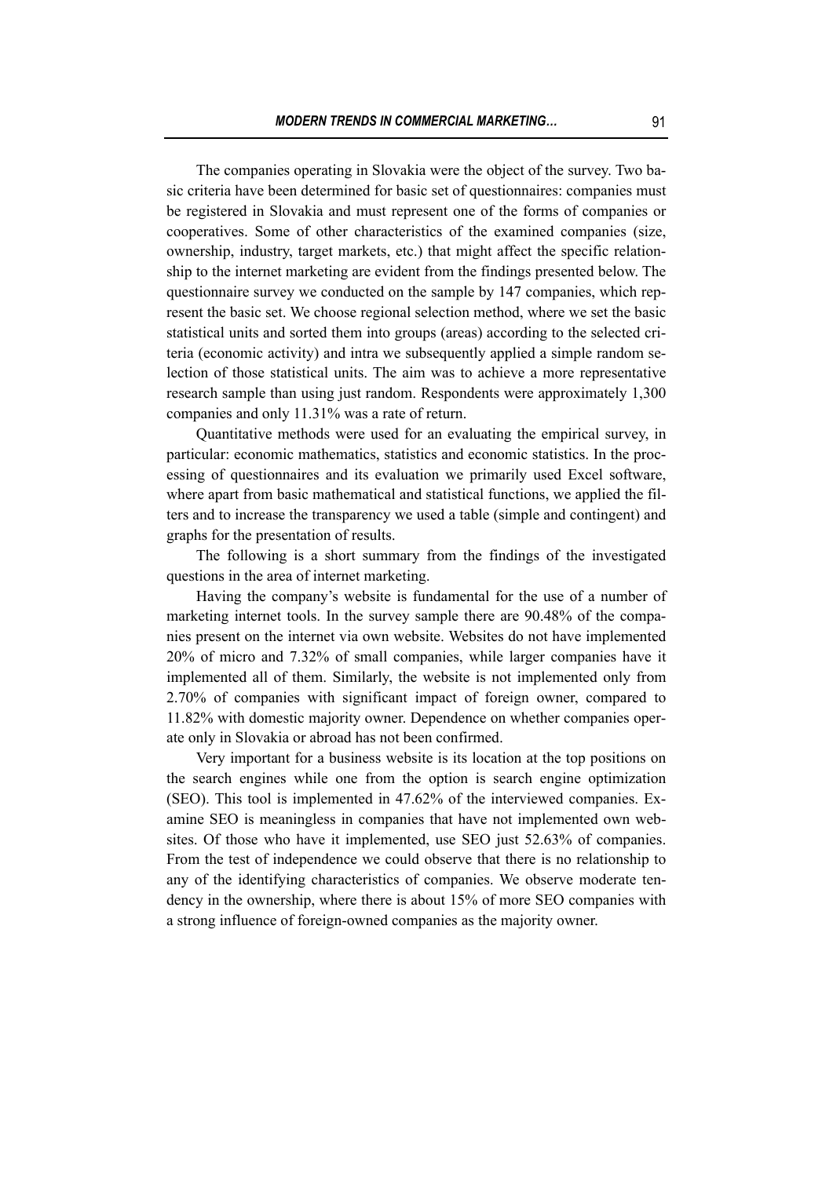The companies operating in Slovakia were the object of the survey. Two basic criteria have been determined for basic set of questionnaires: companies must be registered in Slovakia and must represent one of the forms of companies or cooperatives. Some of other characteristics of the examined companies (size, ownership, industry, target markets, etc.) that might affect the specific relationship to the internet marketing are evident from the findings presented below. The questionnaire survey we conducted on the sample by 147 companies, which represent the basic set. We choose regional selection method, where we set the basic statistical units and sorted them into groups (areas) according to the selected criteria (economic activity) and intra we subsequently applied a simple random selection of those statistical units. The aim was to achieve a more representative research sample than using just random. Respondents were approximately 1,300 companies and only 11.31% was a rate of return.

Quantitative methods were used for an evaluating the empirical survey, in particular: economic mathematics, statistics and economic statistics. In the processing of questionnaires and its evaluation we primarily used Excel software, where apart from basic mathematical and statistical functions, we applied the filters and to increase the transparency we used a table (simple and contingent) and graphs for the presentation of results.

The following is a short summary from the findings of the investigated questions in the area of internet marketing.

Having the company's website is fundamental for the use of a number of marketing internet tools. In the survey sample there are 90.48% of the companies present on the internet via own website. Websites do not have implemented 20% of micro and 7.32% of small companies, while larger companies have it implemented all of them. Similarly, the website is not implemented only from 2.70% of companies with significant impact of foreign owner, compared to 11.82% with domestic majority owner. Dependence on whether companies operate only in Slovakia or abroad has not been confirmed.

Very important for a business website is its location at the top positions on the search engines while one from the option is search engine optimization (SEO). This tool is implemented in 47.62% of the interviewed companies. Examine SEO is meaningless in companies that have not implemented own websites. Of those who have it implemented, use SEO just 52.63% of companies. From the test of independence we could observe that there is no relationship to any of the identifying characteristics of companies. We observe moderate tendency in the ownership, where there is about 15% of more SEO companies with a strong influence of foreign-owned companies as the majority owner.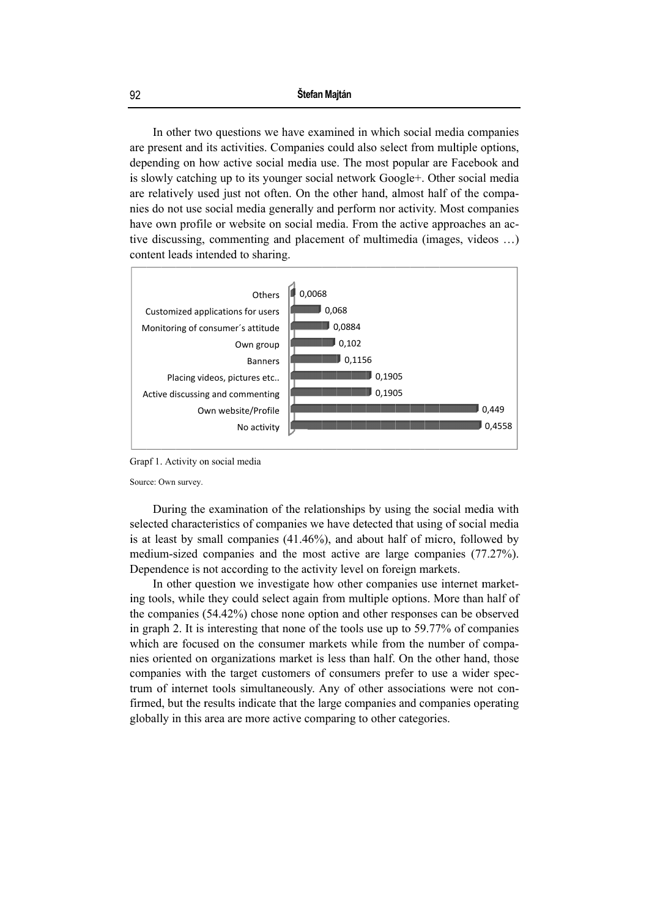In other two questions we have examined in which social media companies are present and its activities. Companies could also select from multiple options, depending on how active social media use. The most popular are Facebook and is slowly catching up to its younger social network Google+. Other social media are relatively used just not often. On the other hand, almost half of the companies do not use social media generally and perform nor activity. Most companies have own profile or website on social media. From the active approaches an active discussing, commenting and placement of multimedia (images, videos …) content leads intended to sharing.

| Activity | Value |
| --- | --- |
| Others | 0,0068 |
| Customized applications for users | 0,068 |
| Monitoring of consumer´s attitude | 0,0884 |
| Own group | 0,102 |
| Banners | 0,1156 |
| Placing videos, pictures etc.. | 0,1905 |
| Active discussing and commenting | 0,1905 |
| Own website/Profile | 0,449 |
| No activity | 0,4558 |

Grapf 1. Activity on social media

Source: Own survey.

During the examination of the relationships by using the social media with selected characteristics of companies we have detected that using of social media is at least by small companies (41.46%), and about half of micro, followed by medium-sized companies and the most active are large companies (77.27%). Dependence is not according to the activity level on foreign markets.

In other question we investigate how other companies use internet marketing tools, while they could select again from multiple options. More than half of the companies (54.42%) chose none option and other responses can be observed in graph 2. It is interesting that none of the tools use up to 59.77% of companies which are focused on the consumer markets while from the number of companies oriented on organizations market is less than half. On the other hand, those companies with the target customers of consumers prefer to use a wider spectrum of internet tools simultaneously. Any of other associations were not confirmed, but the results indicate that the large companies and companies operating globally in this area are more active comparing to other categories.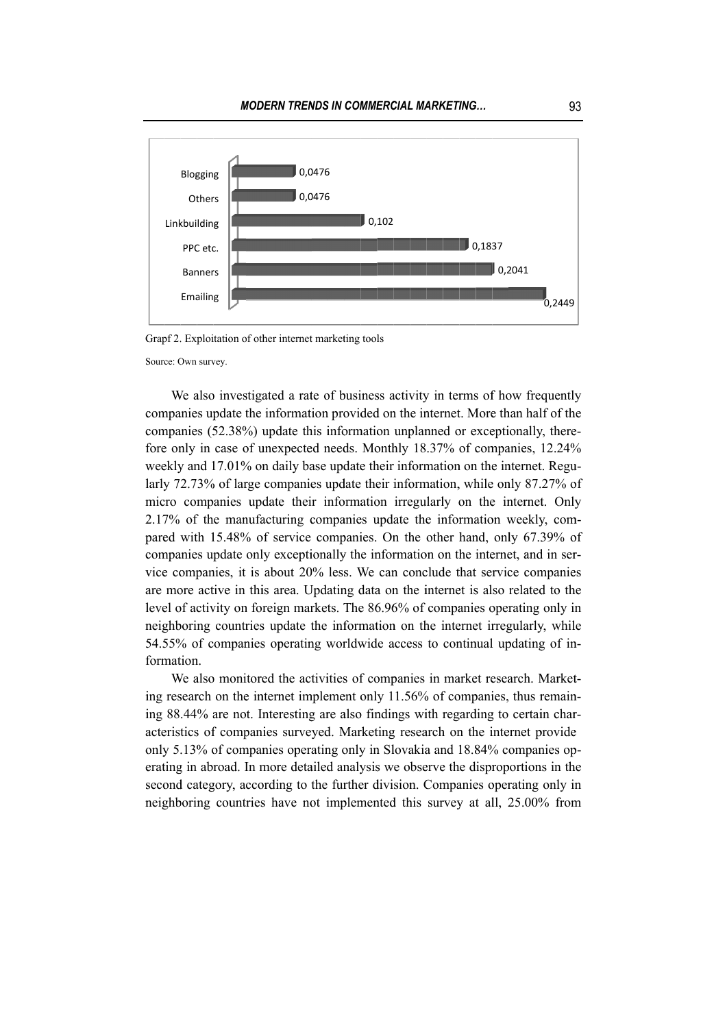| Tool | Value |
|---|---|
| Blogging | 0,0476 |
| Others | 0,0476 |
| Linkbuilding | 0,102 |
| PPC etc. | 0,1837 |
| Banners | 0,2041 |
| Emailing | 0,2449 |

Grapf 2. Exploitation of other internet marketing tools

Source: Own survey.

We also investigated a rate of business activity in terms of how frequently companies update the information provided on the internet. More than half of the companies (52.38%) update this information unplanned or exceptionally, therefore only in case of unexpected needs. Monthly 18.37% of companies, 12.24% weekly and 17.01% on daily base update their information on the internet. Regularly 72.73% of large companies update their information, while only 87.27% of micro companies update their information irregularly on the internet. Only 2.17% of the manufacturing companies update the information weekly, compared with 15.48% of service companies. On the other hand, only 67.39% of companies update only exceptionally the information on the internet, and in service companies, it is about 20% less. We can conclude that service companies are more active in this area. Updating data on the internet is also related to the level of activity on foreign markets. The 86.96% of companies operating only in neighboring countries update the information on the internet irregularly, while 54.55% of companies operating worldwide access to continual updating of information.

We also monitored the activities of companies in market research. Marketing research on the internet implement only 11.56% of companies, thus remaining 88.44% are not. Interesting are also findings with regarding to certain characteristics of companies surveyed. Marketing research on the internet provide only 5.13% of companies operating only in Slovakia and 18.84% companies operating in abroad. In more detailed analysis we observe the disproportions in the second category, according to the further division. Companies operating only in neighboring countries have not implemented this survey at all, 25.00% from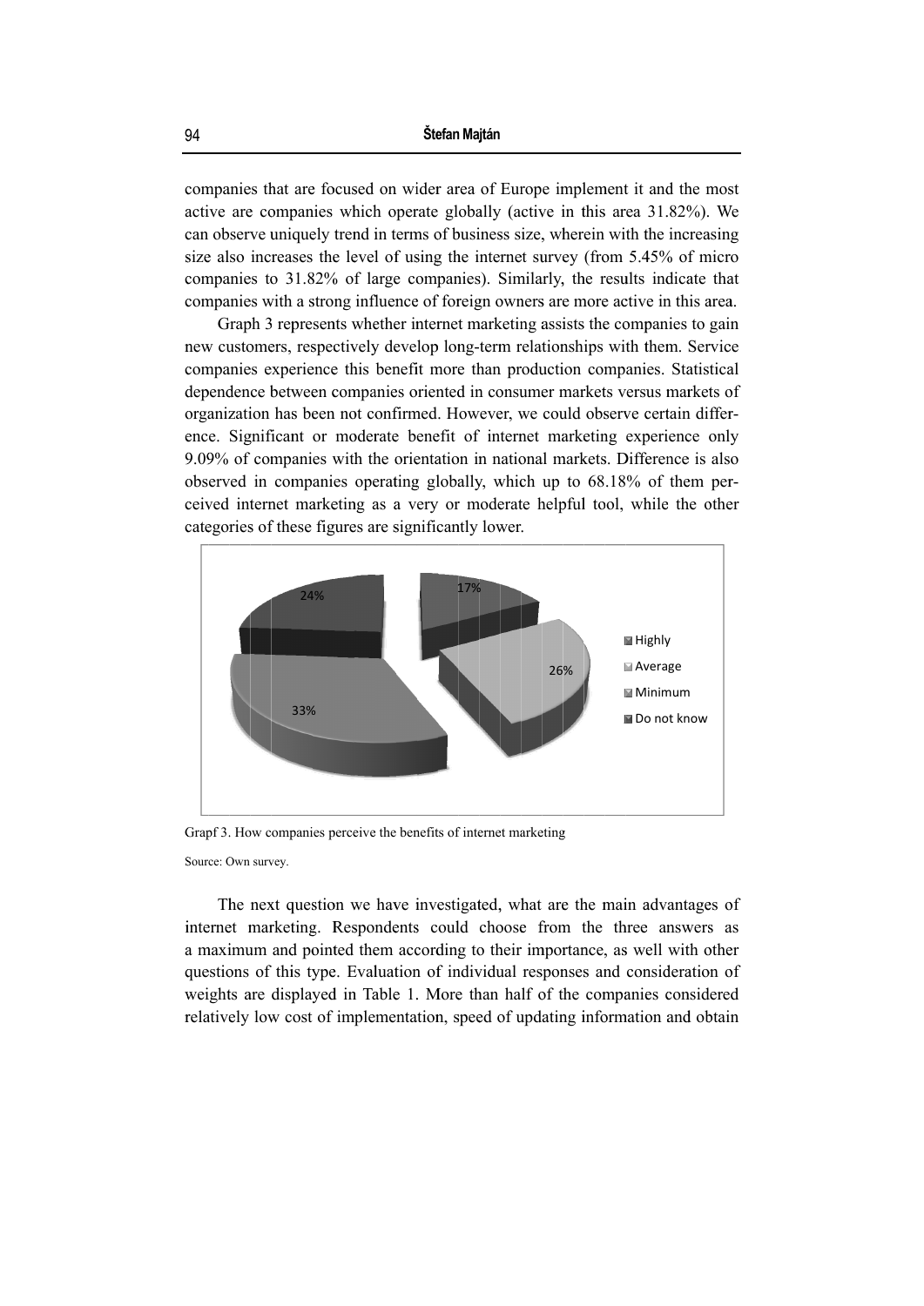companies that are focused on wider area of Europe implement it and the most active are companies which operate globally (active in this area 31.82%). We can observe uniquely trend in terms of business size, wherein with the increasing size also increases the level of using the internet survey (from 5.45% of micro companies to 31.82% of large companies). Similarly, the results indicate that companies with a strong influence of foreign owners are more active in this area.

Graph 3 represents whether internet marketing assists the companies to gain new customers, respectively develop long-term relationships with them. Service companies experience this benefit more than production companies. Statistical dependence between companies oriented in consumer markets versus markets of organization has been not confirmed. However, we could observe certain difference. Significant or moderate benefit of internet marketing experience only 9.09% of companies with the orientation in national markets. Difference is also observed in companies operating globally, which up to 68.18% of them perceived internet marketing as a very or moderate helpful tool, while the other categories of these figures are significantly lower.

Grapf 3. How companies perceive the benefits of internet marketing

Source: Own survey.

The next question we have investigated, what are the main advantages of internet marketing. Respondents could choose from the three answers as a maximum and pointed them according to their importance, as well with other questions of this type. Evaluation of individual responses and consideration of weights are displayed in Table 1. More than half of the companies considered relatively low cost of implementation, speed of updating information and obtain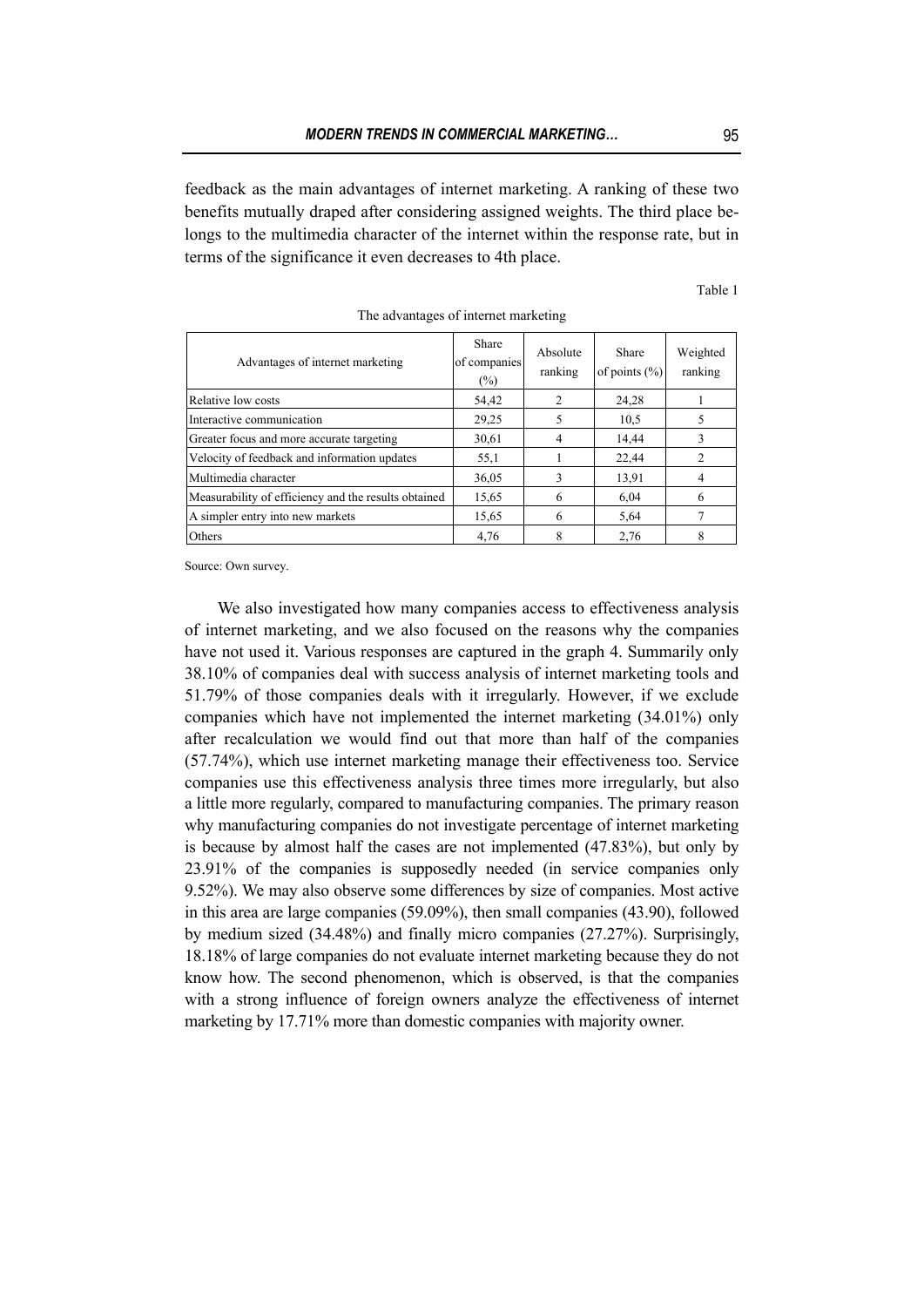feedback as the main advantages of internet marketing. A ranking of these two benefits mutually draped after considering assigned weights. The third place belongs to the multimedia character of the internet within the response rate, but in terms of the significance it even decreases to 4th place.

Table 1

The advantages of internet marketing

| Advantages of internet marketing | Share of companies (%) | Absolute ranking | Share of points (%) | Weighted ranking |
|---|---|---|---|---|
| Relative low costs | 54,42 | 2 | 24,28 | 1 |
| Interactive communication | 29,25 | 5 | 10,5 | 5 |
| Greater focus and more accurate targeting | 30,61 | 4 | 14,44 | 3 |
| Velocity of feedback and information updates | 55,1 | 1 | 22,44 | 2 |
| Multimedia character | 36,05 | 3 | 13,91 | 4 |
| Measurability of efficiency and the results obtained | 15,65 | 6 | 6,04 | 6 |
| A simpler entry into new markets | 15,65 | 6 | 5,64 | 7 |
| Others | 4,76 | 8 | 2,76 | 8 |

Source: Own survey.

We also investigated how many companies access to effectiveness analysis of internet marketing, and we also focused on the reasons why the companies have not used it. Various responses are captured in the graph 4. Summarily only 38.10% of companies deal with success analysis of internet marketing tools and 51.79% of those companies deals with it irregularly. However, if we exclude companies which have not implemented the internet marketing (34.01%) only after recalculation we would find out that more than half of the companies (57.74%), which use internet marketing manage their effectiveness too. Service companies use this effectiveness analysis three times more irregularly, but also a little more regularly, compared to manufacturing companies. The primary reason why manufacturing companies do not investigate percentage of internet marketing is because by almost half the cases are not implemented (47.83%), but only by 23.91% of the companies is supposedly needed (in service companies only 9.52%). We may also observe some differences by size of companies. Most active in this area are large companies (59.09%), then small companies (43.90), followed by medium sized (34.48%) and finally micro companies (27.27%). Surprisingly, 18.18% of large companies do not evaluate internet marketing because they do not know how. The second phenomenon, which is observed, is that the companies with a strong influence of foreign owners analyze the effectiveness of internet marketing by 17.71% more than domestic companies with majority owner.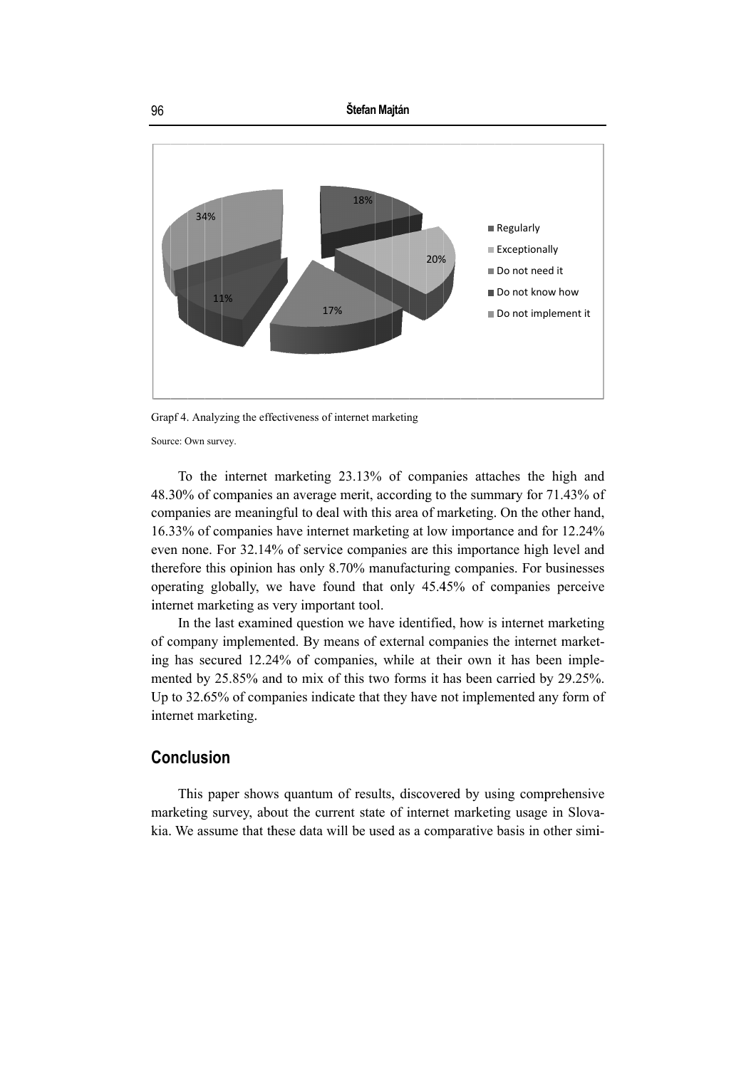Grapf 4. Analyzing the effectiveness of internet marketing

Source: Own survey.

To the internet marketing 23.13% of companies attaches the high and 48.30% of companies an average merit, according to the summary for 71.43% of companies are meaningful to deal with this area of marketing. On the other hand, 16.33% of companies have internet marketing at low importance and for 12.24% even none. For 32.14% of service companies are this importance high level and therefore this opinion has only 8.70% manufacturing companies. For businesses operating globally, we have found that only 45.45% of companies perceive internet marketing as very important tool.

In the last examined question we have identified, how is internet marketing of company implemented. By means of external companies the internet marketing has secured 12.24% of companies, while at their own it has been implemented by 25.85% and to mix of this two forms it has been carried by 29.25%. Up to 32.65% of companies indicate that they have not implemented any form of internet marketing.

## Conclusion

This paper shows quantum of results, discovered by using comprehensive marketing survey, about the current state of internet marketing usage in Slovakia. We assume that these data will be used as a comparative basis in other simi-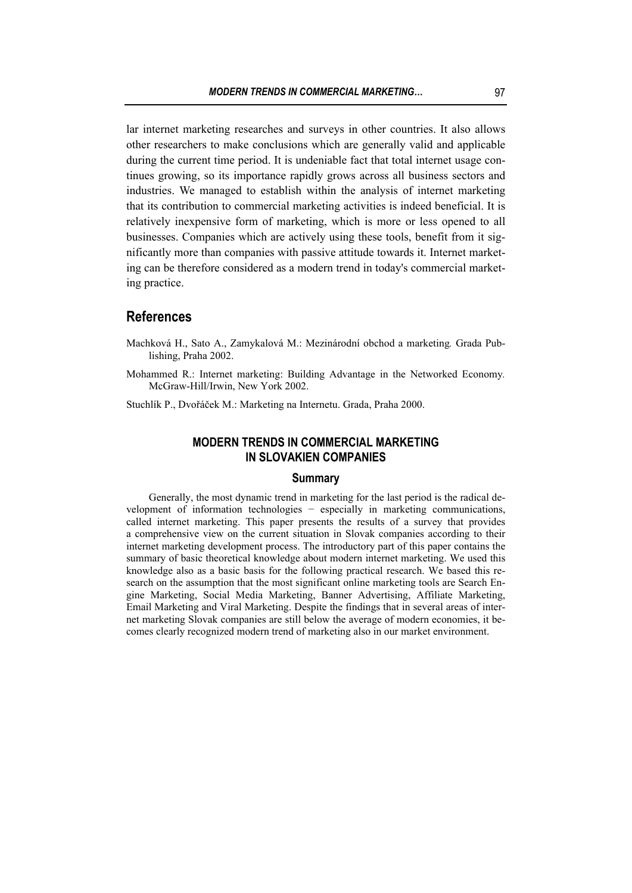lar internet marketing researches and surveys in other countries. It also allows other researchers to make conclusions which are generally valid and applicable during the current time period. It is undeniable fact that total internet usage continues growing, so its importance rapidly grows across all business sectors and industries. We managed to establish within the analysis of internet marketing that its contribution to commercial marketing activities is indeed beneficial. It is relatively inexpensive form of marketing, which is more or less opened to all businesses. Companies which are actively using these tools, benefit from it significantly more than companies with passive attitude towards it. Internet marketing can be therefore considered as a modern trend in today's commercial marketing practice.

## References

Machková H., Sato A., Zamykalová M.: Mezinárodní obchod a marketing*.* Grada Publishing, Praha 2002.

Mohammed R.: Internet marketing: Building Advantage in the Networked Economy*.* McGraw-Hill/Irwin, New York 2002.

Stuchlík P., Dvořáček M.: Marketing na Internetu. Grada, Praha 2000.

## MODERN TRENDS IN COMMERCIAL MARKETING IN SLOVAKIEN COMPANIES

### Summary

Generally, the most dynamic trend in marketing for the last period is the radical development of information technologies − especially in marketing communications, called internet marketing. This paper presents the results of a survey that provides a comprehensive view on the current situation in Slovak companies according to their internet marketing development process. The introductory part of this paper contains the summary of basic theoretical knowledge about modern internet marketing. We used this knowledge also as a basic basis for the following practical research. We based this research on the assumption that the most significant online marketing tools are Search Engine Marketing, Social Media Marketing, Banner Advertising, Affiliate Marketing, Email Marketing and Viral Marketing. Despite the findings that in several areas of internet marketing Slovak companies are still below the average of modern economies, it becomes clearly recognized modern trend of marketing also in our market environment.